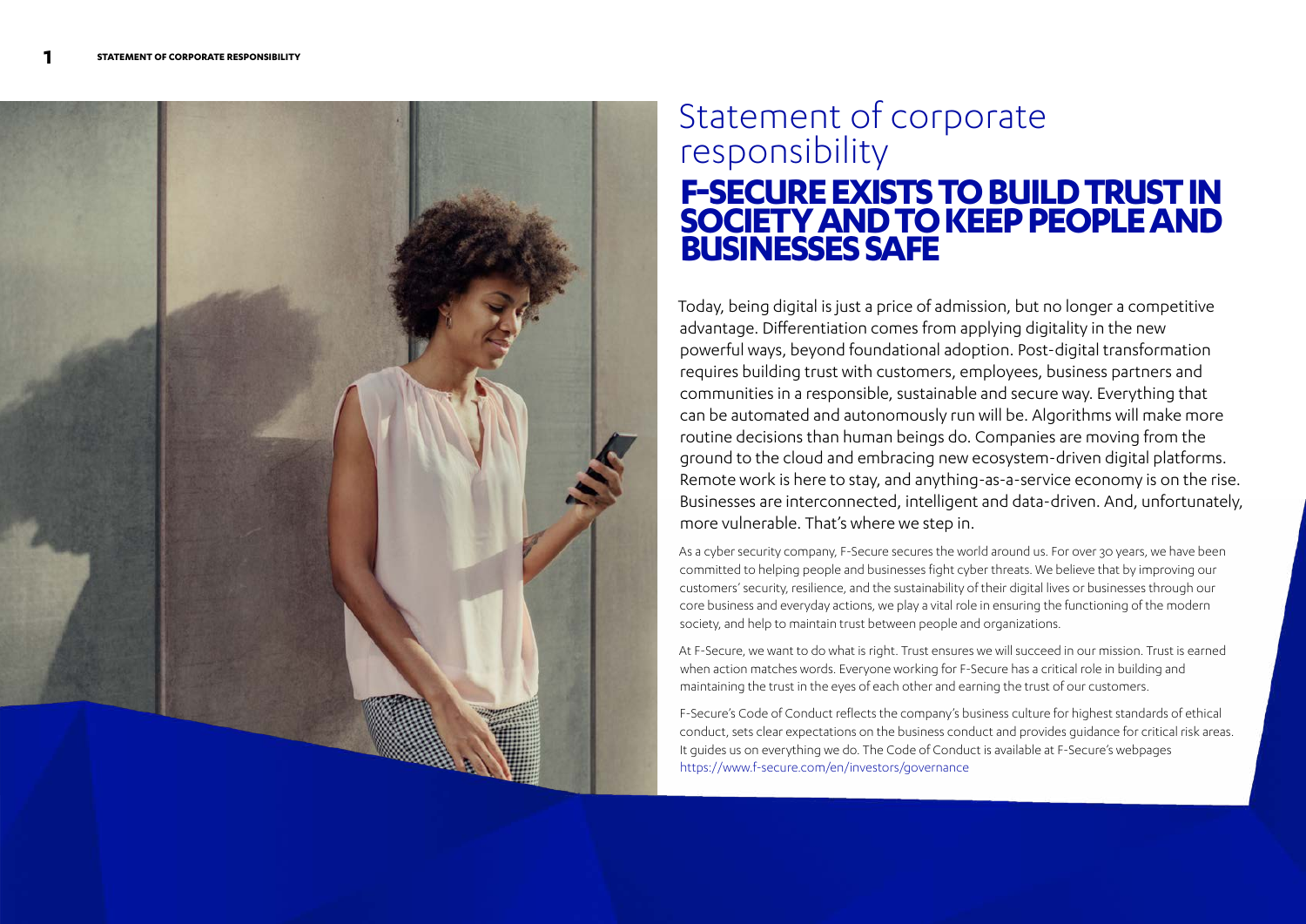# Statement of corporate responsibility

## F-SECURE EXISTS TO BUILD TRUST IN SOCIETY AND TO KEEP PEOPLE AND BUSINESSES SAFE

Today, being digital is just a price of admission, but no longer a competitive advantage. Differentiation comes from applying digitality in the new powerful ways, beyond foundational adoption. Post-digital transformation requires building trust with customers, employees, business partners and communities in a responsible, sustainable and secure way. Everything that can be automated and autonomously run will be. Algorithms will make more routine decisions than human beings do. Companies are moving from the ground to the cloud and embracing new ecosystem-driven digital platforms. Remote work is here to stay, and anything-as-a-service economy is on the rise. Businesses are interconnected, intelligent and data-driven. And, unfortunately, more vulnerable. That's where we step in.

As a cyber security company, F-Secure secures the world around us. For over 30 years, we have been committed to helping people and businesses fight cyber threats. We believe that by improving our customers' security, resilience, and the sustainability of their digital lives or businesses through our core business and everyday actions, we play a vital role in ensuring the functioning of the modern society, and help to maintain trust between people and organizations.

At F-Secure, we want to do what is right. Trust ensures we will succeed in our mission. Trust is earned when action matches words. Everyone working for F-Secure has a critical role in building and maintaining the trust in the eyes of each other and earning the trust of our customers.

F-Secure's Code of Conduct reflects the company's business culture for highest standards of ethical conduct, sets clear expectations on the business conduct and provides guidance for critical risk areas. It guides us on everything we do. The Code of Conduct is available at F-Secure's webpages https://www.f-secure.com/en/investors/governance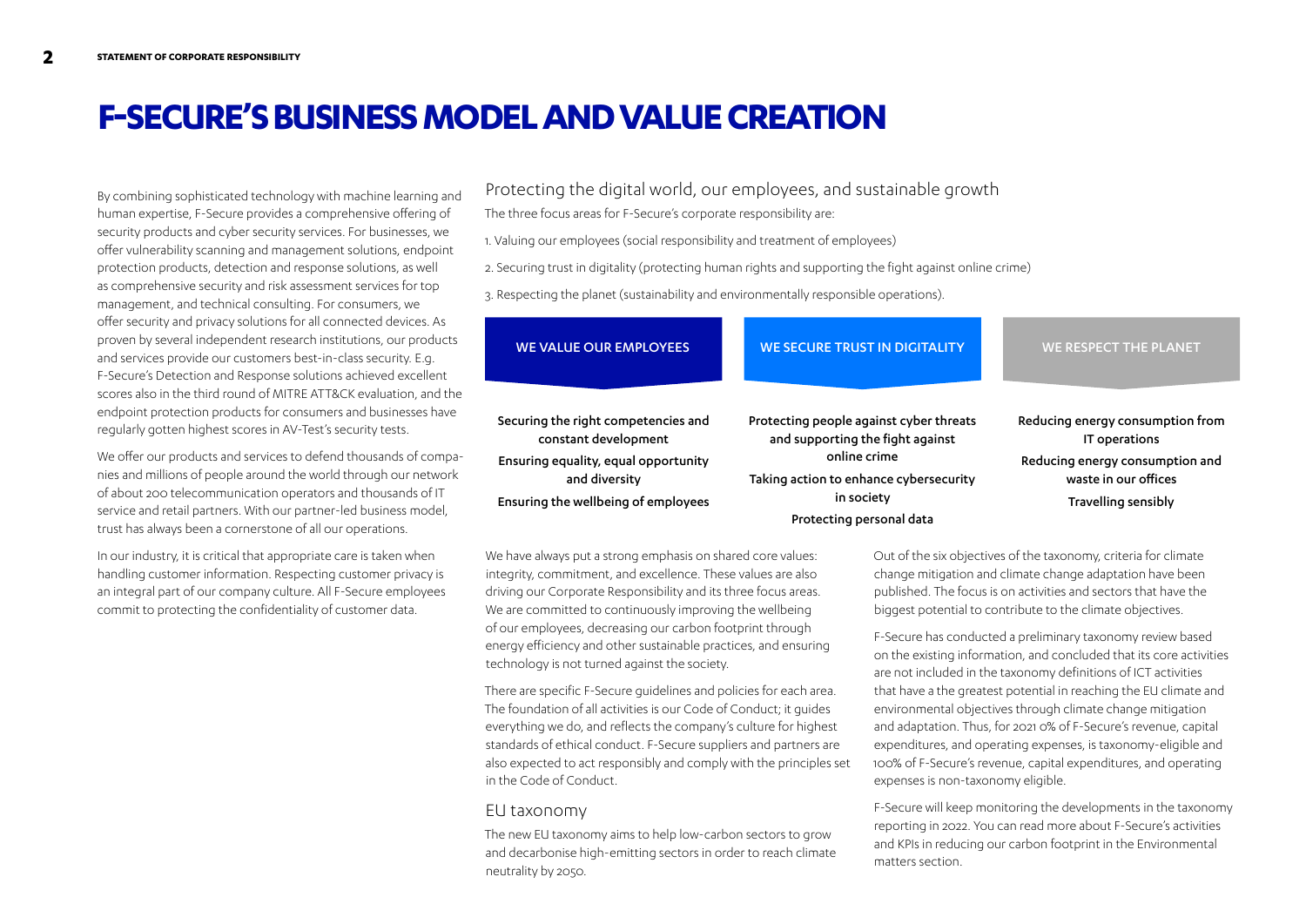# F-SECURE'S BUSINESS MODEL AND VALUE CREATION

By combining sophisticated technology with machine learning and human expertise, F-Secure provides a comprehensive offering of security products and cyber security services. For businesses, we offer vulnerability scanning and management solutions, endpoint protection products, detection and response solutions, as well as comprehensive security and risk assessment services for top management, and technical consulting. For consumers, we offer security and privacy solutions for all connected devices. As proven by several independent research institutions, our products and services provide our customers best-in-class security. E.g. F-Secure's Detection and Response solutions achieved excellent scores also in the third round of MITRE ATT&CK evaluation, and the endpoint protection products for consumers and businesses have regularly gotten highest scores in AV-Test's security tests.

We offer our products and services to defend thousands of companies and millions of people around the world through our network of about 200 telecommunication operators and thousands of IT service and retail partners. With our partner-led business model, trust has always been a cornerstone of all our operations.

In our industry, it is critical that appropriate care is taken when handling customer information. Respecting customer privacy is an integral part of our company culture. All F-Secure employees commit to protecting the confidentiality of customer data.

## Protecting the digital world, our employees, and sustainable growth

The three focus areas for F-Secure's corporate responsibility are:

1. Valuing our employees (social responsibility and treatment of employees)
2. Securing trust in digitality (protecting human rights and supporting the fight against online crime)
3. Respecting the planet (sustainability and environmentally responsible operations).

| WE VALUE OUR EMPLOYEES | WE SECURE TRUST IN DIGITALITY | WE RESPECT THE PLANET |
|---|---|---|
| Securing the right competencies and constant development | Protecting people against cyber threats and supporting the fight against online crime | Reducing energy consumption from IT operations |
| Ensuring equality, equal opportunity and diversity | Taking action to enhance cybersecurity in society | Reducing energy consumption and waste in our offices |
| Ensuring the wellbeing of employees | Protecting personal data | Travelling sensibly |

We have always put a strong emphasis on shared core values: integrity, commitment, and excellence. These values are also driving our Corporate Responsibility and its three focus areas. We are committed to continuously improving the wellbeing of our employees, decreasing our carbon footprint through energy efficiency and other sustainable practices, and ensuring technology is not turned against the society.

There are specific F-Secure guidelines and policies for each area. The foundation of all activities is our Code of Conduct; it guides everything we do, and reflects the company's culture for highest standards of ethical conduct. F-Secure suppliers and partners are also expected to act responsibly and comply with the principles set in the Code of Conduct.

## EU taxonomy

The new EU taxonomy aims to help low-carbon sectors to grow and decarbonise high-emitting sectors in order to reach climate neutrality by 2050.

Out of the six objectives of the taxonomy, criteria for climate change mitigation and climate change adaptation have been published. The focus is on activities and sectors that have the biggest potential to contribute to the climate objectives.

F-Secure has conducted a preliminary taxonomy review based on the existing information, and concluded that its core activities are not included in the taxonomy definitions of ICT activities that have a the greatest potential in reaching the EU climate and environmental objectives through climate change mitigation and adaptation. Thus, for 2021 0% of F-Secure's revenue, capital expenditures, and operating expenses, is taxonomy-eligible and 100% of F-Secure's revenue, capital expenditures, and operating expenses is non-taxonomy eligible.

F-Secure will keep monitoring the developments in the taxonomy reporting in 2022. You can read more about F-Secure's activities and KPIs in reducing our carbon footprint in the Environmental matters section.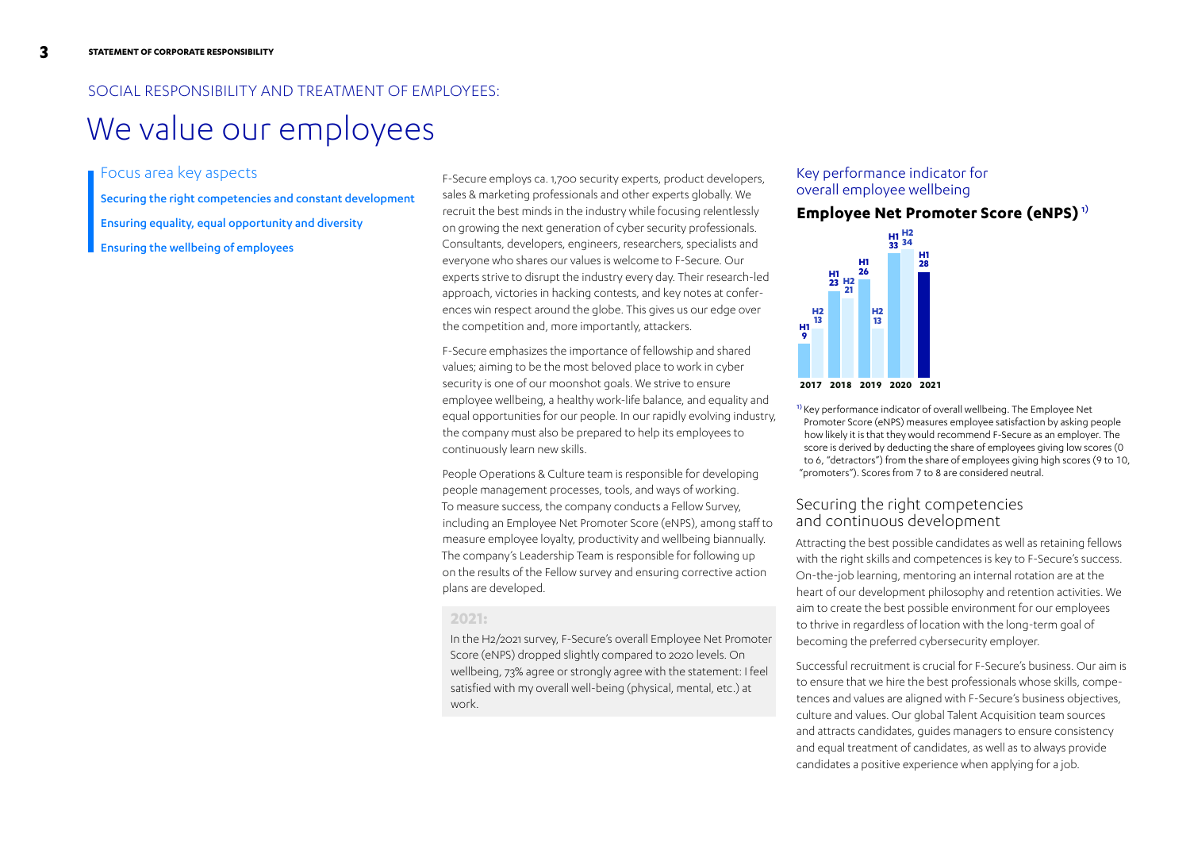SOCIAL RESPONSIBILITY AND TREATMENT OF EMPLOYEES:

# We value our employees

## Focus area key aspects

- Securing the right competencies and constant development
- Ensuring equality, equal opportunity and diversity
- Ensuring the wellbeing of employees

F-Secure employs ca. 1,700 security experts, product developers, sales & marketing professionals and other experts globally. We recruit the best minds in the industry while focusing relentlessly on growing the next generation of cyber security professionals. Consultants, developers, engineers, researchers, specialists and everyone who shares our values is welcome to F-Secure. Our experts strive to disrupt the industry every day. Their research-led approach, victories in hacking contests, and key notes at conferences win respect around the globe. This gives us our edge over the competition and, more importantly, attackers.

F-Secure emphasizes the importance of fellowship and shared values; aiming to be the most beloved place to work in cyber security is one of our moonshot goals. We strive to ensure employee wellbeing, a healthy work-life balance, and equality and equal opportunities for our people. In our rapidly evolving industry, the company must also be prepared to help its employees to continuously learn new skills.

People Operations & Culture team is responsible for developing people management processes, tools, and ways of working. To measure success, the company conducts a Fellow Survey, including an Employee Net Promoter Score (eNPS), among staff to measure employee loyalty, productivity and wellbeing biannually. The company's Leadership Team is responsible for following up on the results of the Fellow survey and ensuring corrective action plans are developed.

**2021:**

In the H2/2021 survey, F-Secure's overall Employee Net Promoter Score (eNPS) dropped slightly compared to 2020 levels. On wellbeing, 73% agree or strongly agree with the statement: I feel satisfied with my overall well-being (physical, mental, etc.) at work.

## Key performance indicator for overall employee wellbeing

### Employee Net Promoter Score (eNPS) [1]

| Year | H1 | H2 |
|---|---|---|
| 2017 | 9 | 13 |
| 2018 | 23 | 21 |
| 2019 | 26 | 13 |
| 2020 | 33 | 34 |
| 2021 | 28 | |

[1] Key performance indicator of overall wellbeing. The Employee Net Promoter Score (eNPS) measures employee satisfaction by asking people how likely it is that they would recommend F-Secure as an employer. The score is derived by deducting the share of employees giving low scores (0 to 6, "detractors") from the share of employees giving high scores (9 to 10, "promoters"). Scores from 7 to 8 are considered neutral.

## Securing the right competencies and continuous development

Attracting the best possible candidates as well as retaining fellows with the right skills and competences is key to F-Secure's success. On-the-job learning, mentoring an internal rotation are at the heart of our development philosophy and retention activities. We aim to create the best possible environment for our employees to thrive in regardless of location with the long-term goal of becoming the preferred cybersecurity employer.

Successful recruitment is crucial for F-Secure's business. Our aim is to ensure that we hire the best professionals whose skills, competences and values are aligned with F-Secure's business objectives, culture and values. Our global Talent Acquisition team sources and attracts candidates, guides managers to ensure consistency and equal treatment of candidates, as well as to always provide candidates a positive experience when applying for a job.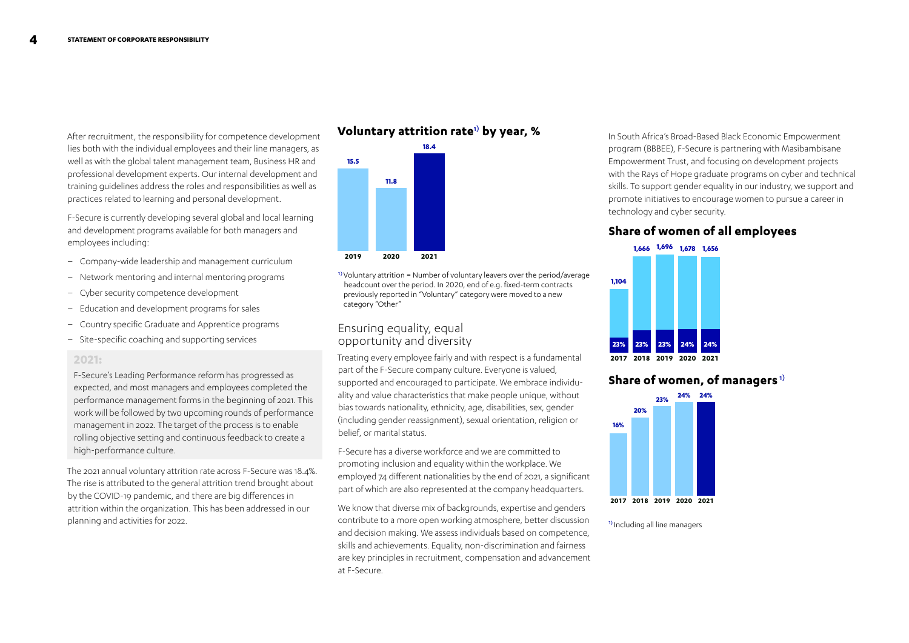After recruitment, the responsibility for competence development lies both with the individual employees and their line managers, as well as with the global talent management team, Business HR and professional development experts. Our internal development and training guidelines address the roles and responsibilities as well as practices related to learning and personal development.

F-Secure is currently developing several global and local learning and development programs available for both managers and employees including:

- Company-wide leadership and management curriculum
- Network mentoring and internal mentoring programs
- Cyber security competence development
- Education and development programs for sales
- Country specific Graduate and Apprentice programs
- Site-specific coaching and supporting services

**2021:**

F-Secure's Leading Performance reform has progressed as expected, and most managers and employees completed the performance management forms in the beginning of 2021. This work will be followed by two upcoming rounds of performance management in 2022. The target of the process is to enable rolling objective setting and continuous feedback to create a high-performance culture.

The 2021 annual voluntary attrition rate across F-Secure was 18.4%. The rise is attributed to the general attrition trend brought about by the COVID-19 pandemic, and there are big differences in attrition within the organization. This has been addressed in our planning and activities for 2022.

## Voluntary attrition rate[1] by year, %

| 2019 | 2020 | 2021 |
|---|---|---|
| 15.5 | 11.8 | 18.4 |

[1] Voluntary attrition = Number of voluntary leavers over the period/average headcount over the period. In 2020, end of e.g. fixed-term contracts previously reported in "Voluntary" category were moved to a new category "Other"

## Ensuring equality, equal opportunity and diversity

Treating every employee fairly and with respect is a fundamental part of the F-Secure company culture. Everyone is valued, supported and encouraged to participate. We embrace individuality and value characteristics that make people unique, without bias towards nationality, ethnicity, age, disabilities, sex, gender (including gender reassignment), sexual orientation, religion or belief, or marital status.

F-Secure has a diverse workforce and we are committed to promoting inclusion and equality within the workplace. We employed 74 different nationalities by the end of 2021, a significant part of which are also represented at the company headquarters.

We know that diverse mix of backgrounds, expertise and genders contribute to a more open working atmosphere, better discussion and decision making. We assess individuals based on competence, skills and achievements. Equality, non-discrimination and fairness are key principles in recruitment, compensation and advancement at F-Secure.

In South Africa's Broad-Based Black Economic Empowerment program (BBBEE), F-Secure is partnering with Masibambisane Empowerment Trust, and focusing on development projects with the Rays of Hope graduate programs on cyber and technical skills. To support gender equality in our industry, we support and promote initiatives to encourage women to pursue a career in technology and cyber security.

## Share of women of all employees

| | 2017 | 2018 | 2019 | 2020 | 2021 |
|---|---|---|---|---|---|
| All employees | 1,104 | 1,666 | 1,696 | 1,678 | 1,656 |
| Share of women | 23% | 23% | 23% | 24% | 24% |

## Share of women, of managers[1]

| 2017 | 2018 | 2019 | 2020 | 2021 |
|---|---|---|---|---|
| 16% | 20% | 23% | 24% | 24% |

[1] Including all line managers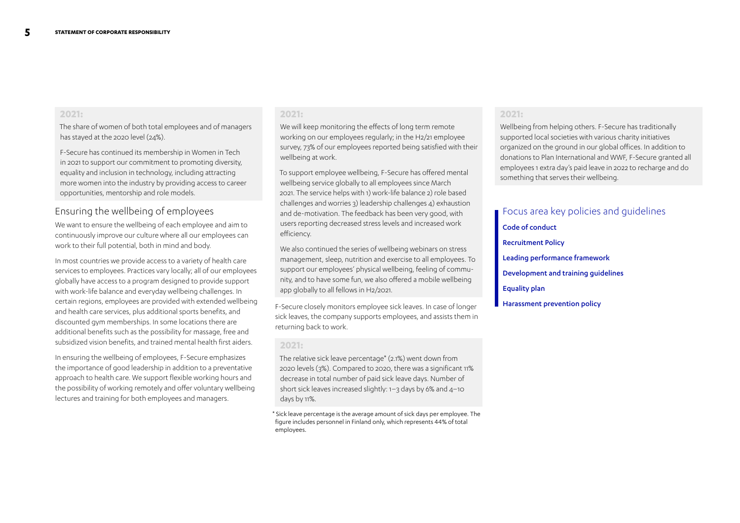**2021:**

The share of women of both total employees and of managers has stayed at the 2020 level (24%).

F-Secure has continued its membership in Women in Tech in 2021 to support our commitment to promoting diversity, equality and inclusion in technology, including attracting more women into the industry by providing access to career opportunities, mentorship and role models.

## Ensuring the wellbeing of employees

We want to ensure the wellbeing of each employee and aim to continuously improve our culture where all our employees can work to their full potential, both in mind and body.

In most countries we provide access to a variety of health care services to employees. Practices vary locally; all of our employees globally have access to a program designed to provide support with work-life balance and everyday wellbeing challenges. In certain regions, employees are provided with extended wellbeing and health care services, plus additional sports benefits, and discounted gym memberships. In some locations there are additional benefits such as the possibility for massage, free and subsidized vision benefits, and trained mental health first aiders.

In ensuring the wellbeing of employees, F-Secure emphasizes the importance of good leadership in addition to a preventative approach to health care. We support flexible working hours and the possibility of working remotely and offer voluntary wellbeing lectures and training for both employees and managers.

**2021:**

We will keep monitoring the effects of long term remote working on our employees regularly; in the H2/21 employee survey, 73% of our employees reported being satisfied with their wellbeing at work.

To support employee wellbeing, F-Secure has offered mental wellbeing service globally to all employees since March 2021. The service helps with 1) work-life balance 2) role based challenges and worries 3) leadership challenges 4) exhaustion and de-motivation. The feedback has been very good, with users reporting decreased stress levels and increased work efficiency.

We also continued the series of wellbeing webinars on stress management, sleep, nutrition and exercise to all employees. To support our employees' physical wellbeing, feeling of community, and to have some fun, we also offered a mobile wellbeing app globally to all fellows in H2/2021.

F-Secure closely monitors employee sick leaves. In case of longer sick leaves, the company supports employees, and assists them in returning back to work.

**2021:**

The relative sick leave percentage* (2.1%) went down from 2020 levels (3%). Compared to 2020, there was a significant 11% decrease in total number of paid sick leave days. Number of short sick leaves increased slightly: 1–3 days by 6% and 4–10 days by 11%.

* Sick leave percentage is the average amount of sick days per employee. The figure includes personnel in Finland only, which represents 44% of total employees.

**2021:**

Wellbeing from helping others. F-Secure has traditionally supported local societies with various charity initiatives organized on the ground in our global offices. In addition to donations to Plan International and WWF, F-Secure granted all employees 1 extra day's paid leave in 2022 to recharge and do something that serves their wellbeing.

## Focus area key policies and guidelines

- Code of conduct
- Recruitment Policy
- Leading performance framework
- Development and training guidelines
- Equality plan
- Harassment prevention policy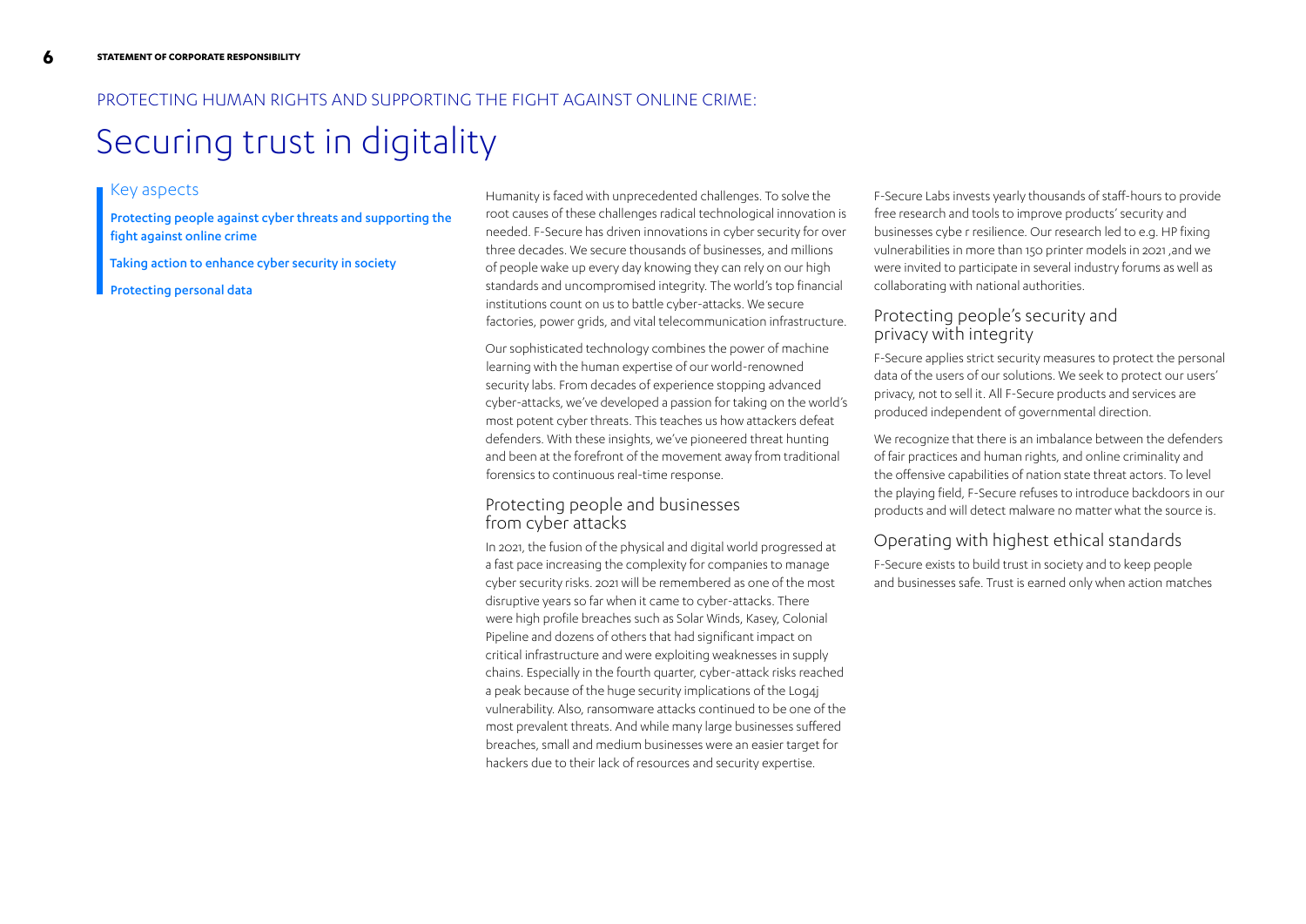PROTECTING HUMAN RIGHTS AND SUPPORTING THE FIGHT AGAINST ONLINE CRIME:

# Securing trust in digitality

## Key aspects

**Protecting people against cyber threats and supporting the fight against online crime**

**Taking action to enhance cyber security in society**

**Protecting personal data**

Humanity is faced with unprecedented challenges. To solve the root causes of these challenges radical technological innovation is needed. F-Secure has driven innovations in cyber security for over three decades. We secure thousands of businesses, and millions of people wake up every day knowing they can rely on our high standards and uncompromised integrity. The world's top financial institutions count on us to battle cyber-attacks. We secure factories, power grids, and vital telecommunication infrastructure.

Our sophisticated technology combines the power of machine learning with the human expertise of our world-renowned security labs. From decades of experience stopping advanced cyber-attacks, we've developed a passion for taking on the world's most potent cyber threats. This teaches us how attackers defeat defenders. With these insights, we've pioneered threat hunting and been at the forefront of the movement away from traditional forensics to continuous real-time response.

## Protecting people and businesses from cyber attacks

In 2021, the fusion of the physical and digital world progressed at a fast pace increasing the complexity for companies to manage cyber security risks. 2021 will be remembered as one of the most disruptive years so far when it came to cyber-attacks. There were high profile breaches such as Solar Winds, Kasey, Colonial Pipeline and dozens of others that had significant impact on critical infrastructure and were exploiting weaknesses in supply chains. Especially in the fourth quarter, cyber-attack risks reached a peak because of the huge security implications of the Log4j vulnerability. Also, ransomware attacks continued to be one of the most prevalent threats. And while many large businesses suffered breaches, small and medium businesses were an easier target for hackers due to their lack of resources and security expertise.

F-Secure Labs invests yearly thousands of staff-hours to provide free research and tools to improve products' security and businesses cybe r resilience. Our research led to e.g. HP fixing vulnerabilities in more than 150 printer models in 2021 ,and we were invited to participate in several industry forums as well as collaborating with national authorities.

## Protecting people's security and privacy with integrity

F-Secure applies strict security measures to protect the personal data of the users of our solutions. We seek to protect our users' privacy, not to sell it. All F-Secure products and services are produced independent of governmental direction.

We recognize that there is an imbalance between the defenders of fair practices and human rights, and online criminality and the offensive capabilities of nation state threat actors. To level the playing field, F-Secure refuses to introduce backdoors in our products and will detect malware no matter what the source is.

## Operating with highest ethical standards

F-Secure exists to build trust in society and to keep people and businesses safe. Trust is earned only when action matches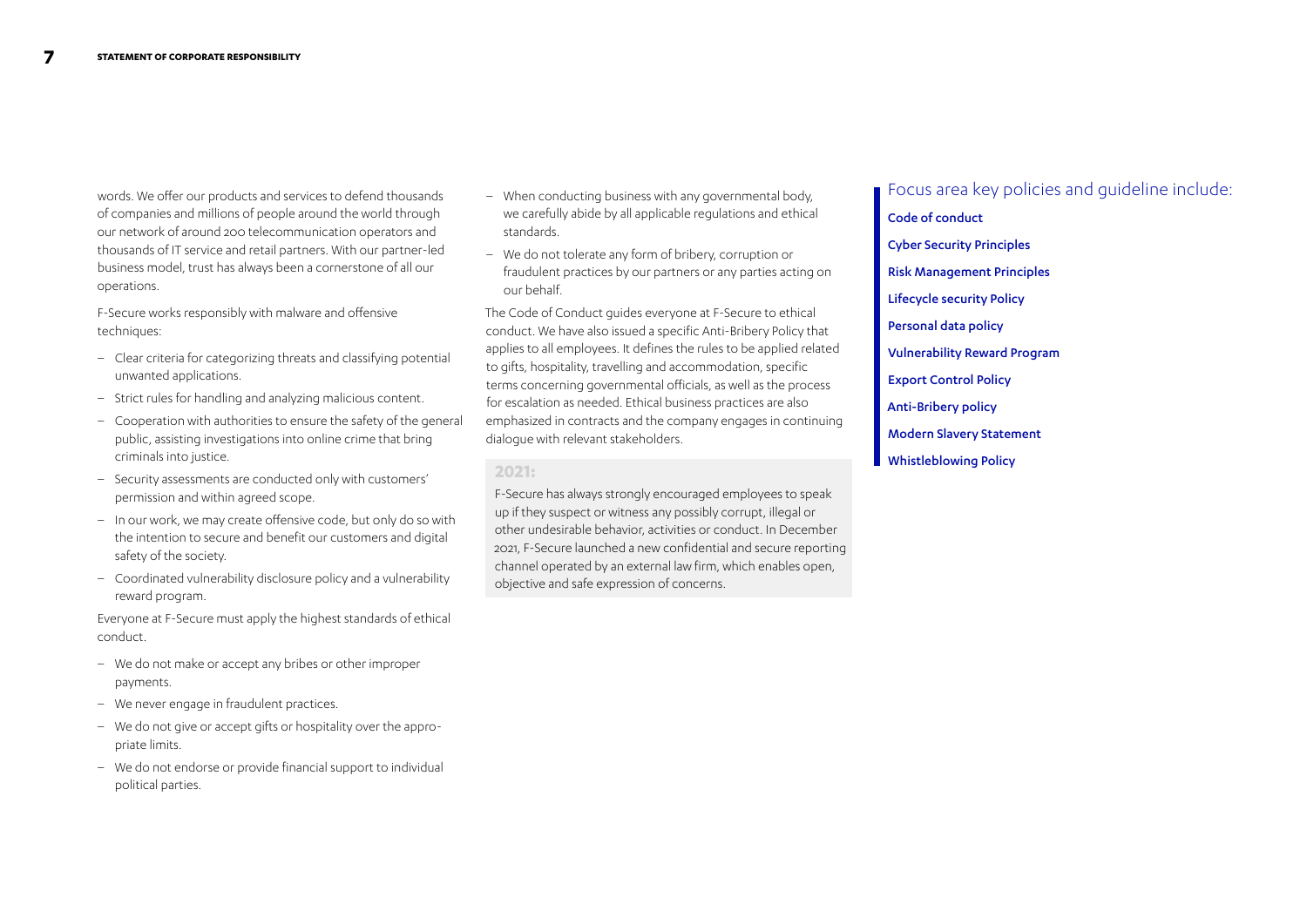words. We offer our products and services to defend thousands of companies and millions of people around the world through our network of around 200 telecommunication operators and thousands of IT service and retail partners. With our partner-led business model, trust has always been a cornerstone of all our operations.

F-Secure works responsibly with malware and offensive techniques:

- Clear criteria for categorizing threats and classifying potential unwanted applications.
- Strict rules for handling and analyzing malicious content.
- Cooperation with authorities to ensure the safety of the general public, assisting investigations into online crime that bring criminals into justice.
- Security assessments are conducted only with customers' permission and within agreed scope.
- In our work, we may create offensive code, but only do so with the intention to secure and benefit our customers and digital safety of the society.
- Coordinated vulnerability disclosure policy and a vulnerability reward program.

Everyone at F-Secure must apply the highest standards of ethical conduct.

- We do not make or accept any bribes or other improper payments.
- We never engage in fraudulent practices.
- We do not give or accept gifts or hospitality over the appropriate limits.
- We do not endorse or provide financial support to individual political parties.
- When conducting business with any governmental body, we carefully abide by all applicable regulations and ethical standards.
- We do not tolerate any form of bribery, corruption or fraudulent practices by our partners or any parties acting on our behalf.

The Code of Conduct guides everyone at F-Secure to ethical conduct. We have also issued a specific Anti-Bribery Policy that applies to all employees. It defines the rules to be applied related to gifts, hospitality, travelling and accommodation, specific terms concerning governmental officials, as well as the process for escalation as needed. Ethical business practices are also emphasized in contracts and the company engages in continuing dialogue with relevant stakeholders.

**2021:**

F-Secure has always strongly encouraged employees to speak up if they suspect or witness any possibly corrupt, illegal or other undesirable behavior, activities or conduct. In December 2021, F-Secure launched a new confidential and secure reporting channel operated by an external law firm, which enables open, objective and safe expression of concerns.

## Focus area key policies and guideline include:

- Code of conduct
- Cyber Security Principles
- Risk Management Principles
- Lifecycle security Policy
- Personal data policy
- Vulnerability Reward Program
- Export Control Policy
- Anti-Bribery policy
- Modern Slavery Statement
- Whistleblowing Policy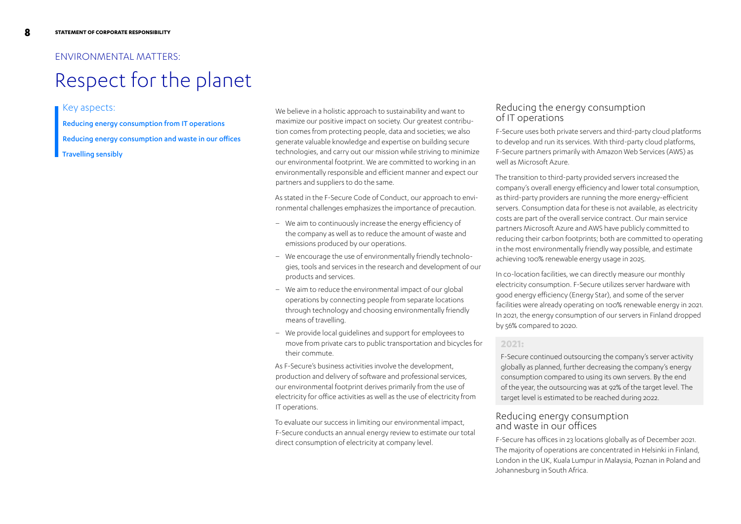ENVIRONMENTAL MATTERS:

# Respect for the planet

## Key aspects:

Reducing energy consumption from IT operations

Reducing energy consumption and waste in our offices

Travelling sensibly

We believe in a holistic approach to sustainability and want to maximize our positive impact on society. Our greatest contribution comes from protecting people, data and societies; we also generate valuable knowledge and expertise on building secure technologies, and carry out our mission while striving to minimize our environmental footprint. We are committed to working in an environmentally responsible and efficient manner and expect our partners and suppliers to do the same.

As stated in the F-Secure Code of Conduct, our approach to environmental challenges emphasizes the importance of precaution.

- We aim to continuously increase the energy efficiency of the company as well as to reduce the amount of waste and emissions produced by our operations.
- We encourage the use of environmentally friendly technologies, tools and services in the research and development of our products and services.
- We aim to reduce the environmental impact of our global operations by connecting people from separate locations through technology and choosing environmentally friendly means of travelling.
- We provide local guidelines and support for employees to move from private cars to public transportation and bicycles for their commute.

As F-Secure's business activities involve the development, production and delivery of software and professional services, our environmental footprint derives primarily from the use of electricity for office activities as well as the use of electricity from IT operations.

To evaluate our success in limiting our environmental impact, F-Secure conducts an annual energy review to estimate our total direct consumption of electricity at company level.

## Reducing the energy consumption of IT operations

F-Secure uses both private servers and third-party cloud platforms to develop and run its services. With third-party cloud platforms, F-Secure partners primarily with Amazon Web Services (AWS) as well as Microsoft Azure.

The transition to third-party provided servers increased the company's overall energy efficiency and lower total consumption, as third-party providers are running the more energy-efficient servers. Consumption data for these is not available, as electricity costs are part of the overall service contract. Our main service partners Microsoft Azure and AWS have publicly committed to reducing their carbon footprints; both are committed to operating in the most environmentally friendly way possible, and estimate achieving 100% renewable energy usage in 2025.

In co-location facilities, we can directly measure our monthly electricity consumption. F-Secure utilizes server hardware with good energy efficiency (Energy Star), and some of the server facilities were already operating on 100% renewable energy in 2021. In 2021, the energy consumption of our servers in Finland dropped by 56% compared to 2020.

**2021:**

F-Secure continued outsourcing the company's server activity globally as planned, further decreasing the company's energy consumption compared to using its own servers. By the end of the year, the outsourcing was at 92% of the target level. The target level is estimated to be reached during 2022.

## Reducing energy consumption and waste in our offices

F-Secure has offices in 23 locations globally as of December 2021. The majority of operations are concentrated in Helsinki in Finland, London in the UK, Kuala Lumpur in Malaysia, Poznan in Poland and Johannesburg in South Africa.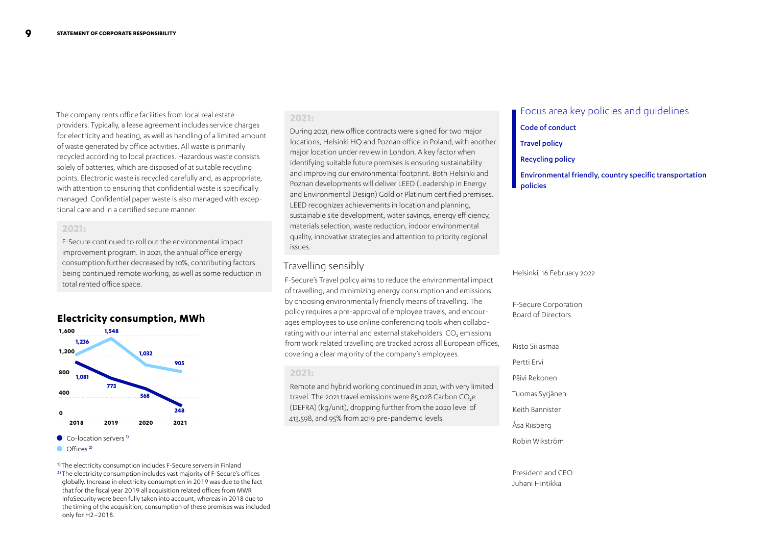The company rents office facilities from local real estate providers. Typically, a lease agreement includes service charges for electricity and heating, as well as handling of a limited amount of waste generated by office activities. All waste is primarily recycled according to local practices. Hazardous waste consists solely of batteries, which are disposed of at suitable recycling points. Electronic waste is recycled carefully and, as appropriate, with attention to ensuring that confidential waste is specifically managed. Confidential paper waste is also managed with exceptional care and in a certified secure manner.

**2021:**

F-Secure continued to roll out the environmental impact improvement program. In 2021, the annual office energy consumption further decreased by 10%, contributing factors being continued remote working, as well as some reduction in total rented office space.

### Electricity consumption, MWh

1,600
1,200
800
400
0

2018
2019
2020
2021

1,236
1,548
1,032
905
1,081
773
568
248

Co-location servers [1]
Offices [2]

[1] The electricity consumption includes F-Secure servers in Finland

[2] The electricity consumption includes vast majority of F-Secure's offices globally. Increase in electricity consumption in 2019 was due to the fact that for the fiscal year 2019 all acquisition related offices from MWR InfoSecurity were been fully taken into account, whereas in 2018 due to the timing of the acquisition, consumption of these premises was included only for H2–2018.

**2021:**

During 2021, new office contracts were signed for two major locations, Helsinki HQ and Poznan office in Poland, with another major location under review in London. A key factor when identifying suitable future premises is ensuring sustainability and improving our environmental footprint. Both Helsinki and Poznan developments will deliver LEED (Leadership in Energy and Environmental Design) Gold or Platinum certified premises. LEED recognizes achievements in location and planning, sustainable site development, water savings, energy efficiency, materials selection, waste reduction, indoor environmental quality, innovative strategies and attention to priority regional issues.

## Travelling sensibly

F-Secure's Travel policy aims to reduce the environmental impact of travelling, and minimizing energy consumption and emissions by choosing environmentally friendly means of travelling. The policy requires a pre-approval of employee travels, and encourages employees to use online conferencing tools when collaborating with our internal and external stakeholders. $CO_2$ emissions from work related travelling are tracked across all European offices, covering a clear majority of the company's employees.

**2021:**

Remote and hybrid working continued in 2021, with very limited travel. The 2021 travel emissions were 85,028 Carbon $CO_2e$ (DEFRA) (kg/unit), dropping further from the 2020 level of 413,598, and 95% from 2019 pre-pandemic levels.

## Focus area key policies and guidelines

**Code of conduct**

**Travel policy**

**Recycling policy**

**Environmental friendly, country specific transportation policies**

Helsinki, 16 February 2022

F-Secure Corporation
Board of Directors

Risto Siilasmaa

Pertti Ervi

Päivi Rekonen

Tuomas Syrjänen

Keith Bannister

Åsa Riisberg

Robin Wikström

President and CEO
Juhani Hintikka